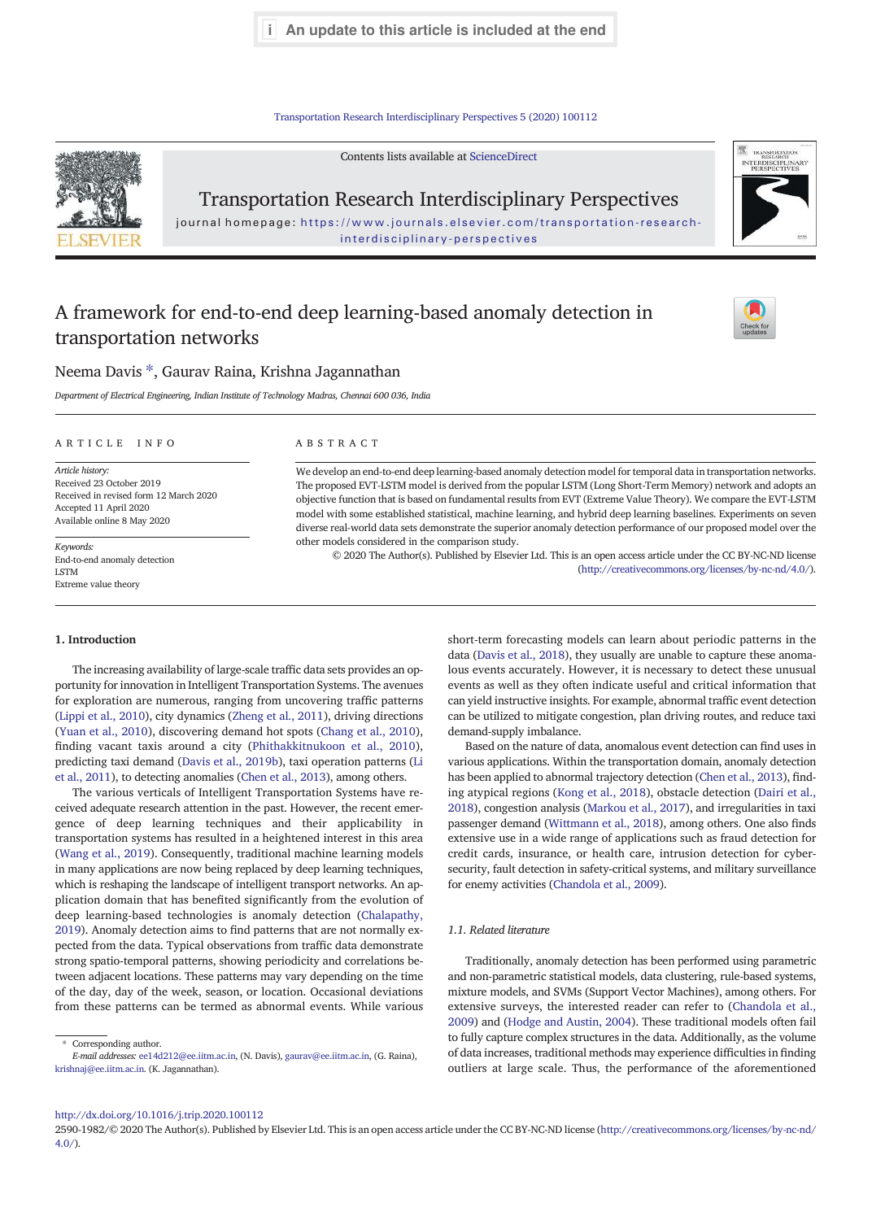# A framework for end-to-end deep learning-based anomaly detection in transportation networks

Neema Davis *, Gaurav Raina, Krishna Jagannathan

*Department of Electrical Engineering, Indian Institute of Technology Madras, Chennai 600 036, India*

## ARTICLE INFO

*Article history:*
Received 23 October 2019
Received in revised form 12 March 2020
Accepted 11 April 2020
Available online 8 May 2020

*Keywords:*
End-to-end anomaly detection
LSTM
Extreme value theory

## ABSTRACT

We develop an end-to-end deep learning-based anomaly detection model for temporal data in transportation networks. The proposed EVT-LSTM model is derived from the popular LSTM (Long Short-Term Memory) network and adopts an objective function that is based on fundamental results from EVT (Extreme Value Theory). We compare the EVT-LSTM model with some established statistical, machine learning, and hybrid deep learning baselines. Experiments on seven diverse real-world data sets demonstrate the superior anomaly detection performance of our proposed model over the other models considered in the comparison study.

© 2020 The Author(s). Published by Elsevier Ltd. This is an open access article under the CC BY-NC-ND license (http://creativecommons.org/licenses/by-nc-nd/4.0/).

## 1. Introduction

The increasing availability of large-scale traffic data sets provides an opportunity for innovation in Intelligent Transportation Systems. The avenues for exploration are numerous, ranging from uncovering traffic patterns (Lippi et al., 2010), city dynamics (Zheng et al., 2011), driving directions (Yuan et al., 2010), discovering demand hot spots (Chang et al., 2010), finding vacant taxis around a city (Phithakkitnukoon et al., 2010), predicting taxi demand (Davis et al., 2019b), taxi operation patterns (Li et al., 2011), to detecting anomalies (Chen et al., 2013), among others.

The various verticals of Intelligent Transportation Systems have received adequate research attention in the past. However, the recent emergence of deep learning techniques and their applicability in transportation systems has resulted in a heightened interest in this area (Wang et al., 2019). Consequently, traditional machine learning models in many applications are now being replaced by deep learning techniques, which is reshaping the landscape of intelligent transport networks. An application domain that has benefited significantly from the evolution of deep learning-based technologies is anomaly detection (Chalapathy, 2019). Anomaly detection aims to find patterns that are not normally expected from the data. Typical observations from traffic data demonstrate strong spatio-temporal patterns, showing periodicity and correlations between adjacent locations. These patterns may vary depending on the time of the day, day of the week, season, or location. Occasional deviations from these patterns can be termed as abnormal events. While various short-term forecasting models can learn about periodic patterns in the data (Davis et al., 2018), they usually are unable to capture these anomalous events accurately. However, it is necessary to detect these unusual events as well as they often indicate useful and critical information that can yield instructive insights. For example, abnormal traffic event detection can be utilized to mitigate congestion, plan driving routes, and reduce taxi demand-supply imbalance.

Based on the nature of data, anomalous event detection can find uses in various applications. Within the transportation domain, anomaly detection has been applied to abnormal trajectory detection (Chen et al., 2013), finding atypical regions (Kong et al., 2018), obstacle detection (Dairi et al., 2018), congestion analysis (Markou et al., 2017), and irregularities in taxi passenger demand (Wittmann et al., 2018), among others. One also finds extensive use in a wide range of applications such as fraud detection for credit cards, insurance, or health care, intrusion detection for cyber-security, fault detection in safety-critical systems, and military surveillance for enemy activities (Chandola et al., 2009).

### 1.1. Related literature

Traditionally, anomaly detection has been performed using parametric and non-parametric statistical models, data clustering, rule-based systems, mixture models, and SVMs (Support Vector Machines), among others. For extensive surveys, the interested reader can refer to (Chandola et al., 2009) and (Hodge and Austin, 2004). These traditional models often fail to fully capture complex structures in the data. Additionally, as the volume of data increases, traditional methods may experience difficulties in finding outliers at large scale. Thus, the performance of the aforementioned

---

* Corresponding author.
*E-mail addresses:* ee14d212@ee.iitm.ac.in, (N. Davis), gaurav@ee.iitm.ac.in, (G. Raina), krishnaj@ee.iitm.ac.in. (K. Jagannathan).

http://dx.doi.org/10.1016/j.trip.2020.100112
2590-1982/© 2020 The Author(s). Published by Elsevier Ltd. This is an open access article under the CC BY-NC-ND license (http://creativecommons.org/licenses/by-nc-nd/4.0/).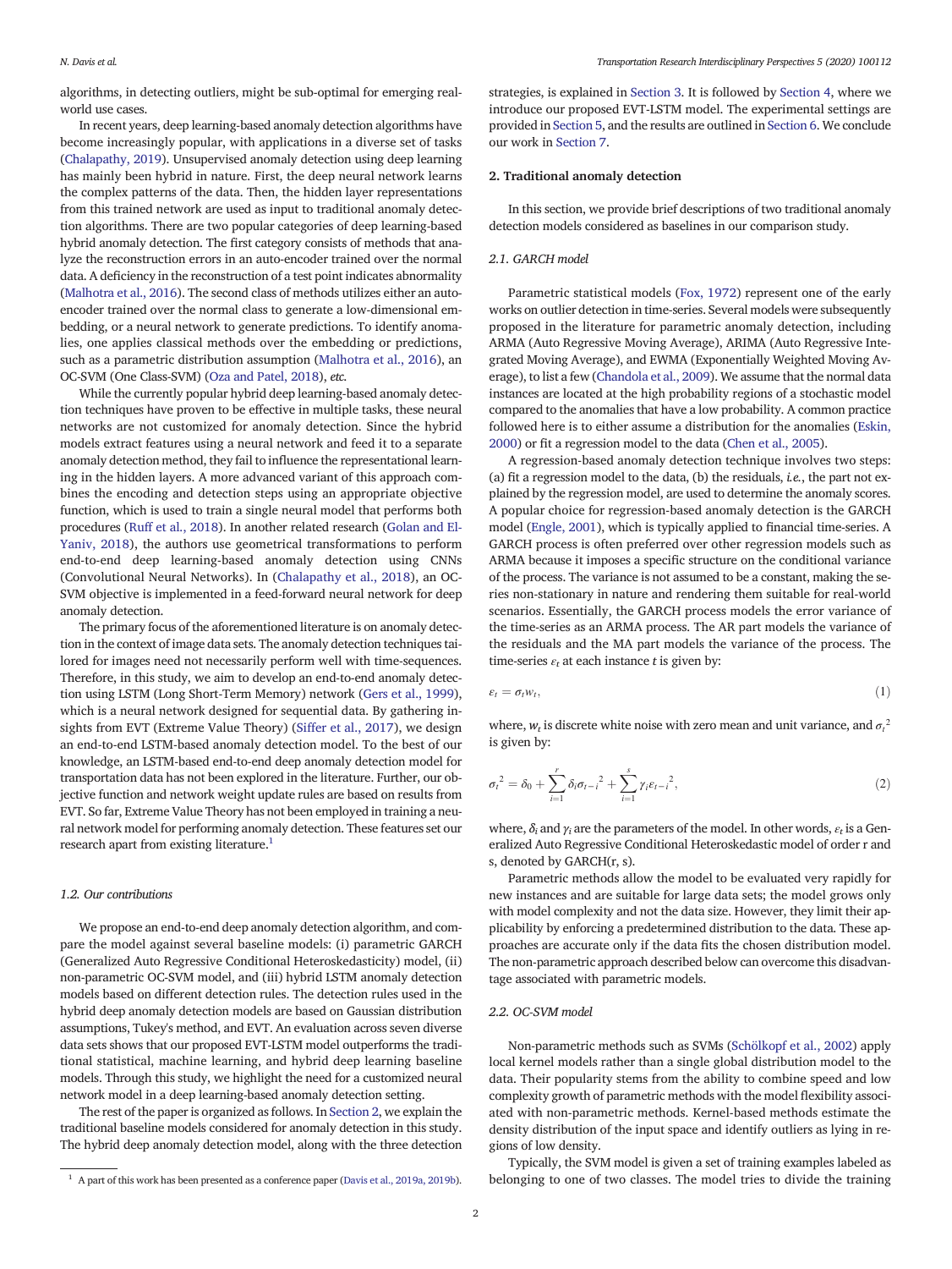algorithms, in detecting outliers, might be sub-optimal for emerging real-world use cases.

In recent years, deep learning-based anomaly detection algorithms have become increasingly popular, with applications in a diverse set of tasks (Chalapathy, 2019). Unsupervised anomaly detection using deep learning has mainly been hybrid in nature. First, the deep neural network learns the complex patterns of the data. Then, the hidden layer representations from this trained network are used as input to traditional anomaly detection algorithms. There are two popular categories of deep learning-based hybrid anomaly detection. The first category consists of methods that analyze the reconstruction errors in an auto-encoder trained over the normal data. A deficiency in the reconstruction of a test point indicates abnormality (Malhotra et al., 2016). The second class of methods utilizes either an auto-encoder trained over the normal class to generate a low-dimensional embedding, or a neural network to generate predictions. To identify anomalies, one applies classical methods over the embedding or predictions, such as a parametric distribution assumption (Malhotra et al., 2016), an OC-SVM (One Class-SVM) (Oza and Patel, 2018), *etc.*

While the currently popular hybrid deep learning-based anomaly detection techniques have proven to be effective in multiple tasks, these neural networks are not customized for anomaly detection. Since the hybrid models extract features using a neural network and feed it to a separate anomaly detection method, they fail to influence the representational learning in the hidden layers. A more advanced variant of this approach combines the encoding and detection steps using an appropriate objective function, which is used to train a single neural model that performs both procedures (Ruff et al., 2018). In another related research (Golan and El-Yaniv, 2018), the authors use geometrical transformations to perform end-to-end deep learning-based anomaly detection using CNNs (Convolutional Neural Networks). In (Chalapathy et al., 2018), an OC-SVM objective is implemented in a feed-forward neural network for deep anomaly detection.

The primary focus of the aforementioned literature is on anomaly detection in the context of image data sets. The anomaly detection techniques tailored for images need not necessarily perform well with time-sequences. Therefore, in this study, we aim to develop an end-to-end anomaly detection using LSTM (Long Short-Term Memory) network (Gers et al., 1999), which is a neural network designed for sequential data. By gathering insights from EVT (Extreme Value Theory) (Siffer et al., 2017), we design an end-to-end LSTM-based anomaly detection model. To the best of our knowledge, an LSTM-based end-to-end deep anomaly detection model for transportation data has not been explored in the literature. Further, our objective function and network weight update rules are based on results from EVT. So far, Extreme Value Theory has not been employed in training a neural network model for performing anomaly detection. These features set our research apart from existing literature.[1]

### 1.2. Our contributions

We propose an end-to-end deep anomaly detection algorithm, and compare the model against several baseline models: (i) parametric GARCH (Generalized Auto Regressive Conditional Heteroskedasticity) model, (ii) non-parametric OC-SVM model, and (iii) hybrid LSTM anomaly detection models based on different detection rules. The detection rules used in the hybrid deep anomaly detection models are based on Gaussian distribution assumptions, Tukey's method, and EVT. An evaluation across seven diverse data sets shows that our proposed EVT-LSTM model outperforms the traditional statistical, machine learning, and hybrid deep learning baseline models. Through this study, we highlight the need for a customized neural network model in a deep learning-based anomaly detection setting.

The rest of the paper is organized as follows. In Section 2, we explain the traditional baseline models considered for anomaly detection in this study. The hybrid deep anomaly detection model, along with the three detection strategies, is explained in Section 3. It is followed by Section 4, where we introduce our proposed EVT-LSTM model. The experimental settings are provided in Section 5, and the results are outlined in Section 6. We conclude our work in Section 7.

## 2. Traditional anomaly detection

In this section, we provide brief descriptions of two traditional anomaly detection models considered as baselines in our comparison study.

### 2.1. GARCH model

Parametric statistical models (Fox, 1972) represent one of the early works on outlier detection in time-series. Several models were subsequently proposed in the literature for parametric anomaly detection, including ARMA (Auto Regressive Moving Average), ARIMA (Auto Regressive Integrated Moving Average), and EWMA (Exponentially Weighted Moving Average), to list a few (Chandola et al., 2009). We assume that the normal data instances are located at the high probability regions of a stochastic model compared to the anomalies that have a low probability. A common practice followed here is to either assume a distribution for the anomalies (Eskin, 2000) or fit a regression model to the data (Chen et al., 2005).

A regression-based anomaly detection technique involves two steps: (a) fit a regression model to the data, (b) the residuals, *i.e.*, the part not explained by the regression model, are used to determine the anomaly scores. A popular choice for regression-based anomaly detection is the GARCH model (Engle, 2001), which is typically applied to financial time-series. A GARCH process is often preferred over other regression models such as ARMA because it imposes a specific structure on the conditional variance of the process. The variance is not assumed to be a constant, making the series non-stationary in nature and rendering them suitable for real-world scenarios. Essentially, the GARCH process models the error variance of the time-series as an ARMA process. The AR part models the variance of the residuals and the MA part models the variance of the process. The time-series $\varepsilon_t$ at each instance $t$ is given by:

$$\varepsilon_t = \sigma_t w_t, \tag{1}$$

where, $w_t$ is discrete white noise with zero mean and unit variance, and ${\sigma_t}^2$ is given by:

$$\sigma_t^{\,2} = \delta_0 + \sum_{i=1}^{r} \delta_i \sigma_{t-i}^{\,2} + \sum_{i=1}^{s} \gamma_i \varepsilon_{t-i}^{\,2}, \tag{2}$$

where, $\delta_i$ and $\gamma_i$ are the parameters of the model. In other words, $\varepsilon_t$ is a Generalized Auto Regressive Conditional Heteroskedastic model of order r and s, denoted by GARCH(r, s).

Parametric methods allow the model to be evaluated very rapidly for new instances and are suitable for large data sets; the model grows only with model complexity and not the data size. However, they limit their applicability by enforcing a predetermined distribution to the data. These approaches are accurate only if the data fits the chosen distribution model. The non-parametric approach described below can overcome this disadvantage associated with parametric models.

### 2.2. OC-SVM model

Non-parametric methods such as SVMs (Schölkopf et al., 2002) apply local kernel models rather than a single global distribution model to the data. Their popularity stems from the ability to combine speed and low complexity growth of parametric methods with the model flexibility associated with non-parametric methods. Kernel-based methods estimate the density distribution of the input space and identify outliers as lying in regions of low density.

Typically, the SVM model is given a set of training examples labeled as belonging to one of two classes. The model tries to divide the training

[1] A part of this work has been presented as a conference paper (Davis et al., 2019a, 2019b).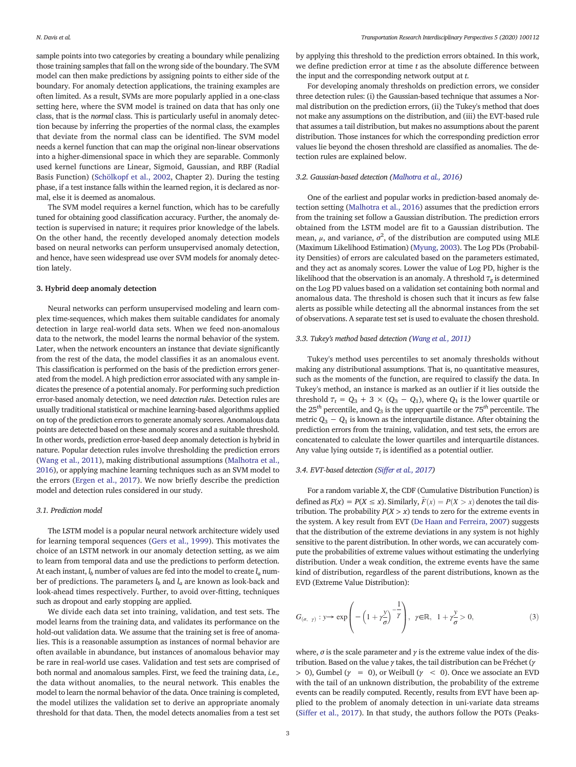sample points into two categories by creating a boundary while penalizing those training samples that fall on the wrong side of the boundary. The SVM model can then make predictions by assigning points to either side of the boundary. For anomaly detection applications, the training examples are often limited. As a result, SVMs are more popularly applied in a one-class setting here, where the SVM model is trained on data that has only one class, that is the *normal* class. This is particularly useful in anomaly detection because by inferring the properties of the normal class, the examples that deviate from the normal class can be identified. The SVM model needs a kernel function that can map the original non-linear observations into a higher-dimensional space in which they are separable. Commonly used kernel functions are Linear, Sigmoid, Gaussian, and RBF (Radial Basis Function) (Schölkopf et al., 2002, Chapter 2). During the testing phase, if a test instance falls within the learned region, it is declared as normal, else it is deemed as anomalous.

The SVM model requires a kernel function, which has to be carefully tuned for obtaining good classification accuracy. Further, the anomaly detection is supervised in nature; it requires prior knowledge of the labels. On the other hand, the recently developed anomaly detection models based on neural networks can perform unsupervised anomaly detection, and hence, have seen widespread use over SVM models for anomaly detection lately.

## 3. Hybrid deep anomaly detection

Neural networks can perform unsupervised modeling and learn complex time-sequences, which makes them suitable candidates for anomaly detection in large real-world data sets. When we feed non-anomalous data to the network, the model learns the normal behavior of the system. Later, when the network encounters an instance that deviate significantly from the rest of the data, the model classifies it as an anomalous event. This classification is performed on the basis of the prediction errors generated from the model. A high prediction error associated with any sample indicates the presence of a potential anomaly. For performing such prediction error-based anomaly detection, we need *detection rules*. Detection rules are usually traditional statistical or machine learning-based algorithms applied on top of the prediction errors to generate anomaly scores. Anomalous data points are detected based on these anomaly scores and a suitable threshold. In other words, prediction error-based deep anomaly detection is hybrid in nature. Popular detection rules involve thresholding the prediction errors (Wang et al., 2011), making distributional assumptions (Malhotra et al., 2016), or applying machine learning techniques such as an SVM model to the errors (Ergen et al., 2017). We now briefly describe the prediction model and detection rules considered in our study.

### 3.1. Prediction model

The LSTM model is a popular neural network architecture widely used for learning temporal sequences (Gers et al., 1999). This motivates the choice of an LSTM network in our anomaly detection setting, as we aim to learn from temporal data and use the predictions to perform detection. At each instant, $l_b$ number of values are fed into the model to create $l_a$ number of predictions. The parameters $l_b$ and $l_a$ are known as look-back and look-ahead times respectively. Further, to avoid over-fitting, techniques such as dropout and early stopping are applied.

We divide each data set into training, validation, and test sets. The model learns from the training data, and validates its performance on the hold-out validation data. We assume that the training set is free of anomalies. This is a reasonable assumption as instances of normal behavior are often available in abundance, but instances of anomalous behavior may be rare in real-world use cases. Validation and test sets are comprised of both normal and anomalous samples. First, we feed the training data, *i.e.,* the data without anomalies, to the neural network. This enables the model to learn the normal behavior of the data. Once training is completed, the model utilizes the validation set to derive an appropriate anomaly threshold for that data. Then, the model detects anomalies from a test set by applying this threshold to the prediction errors obtained. In this work, we define prediction error at time $t$ as the absolute difference between the input and the corresponding network output at $t$.

For developing anomaly thresholds on prediction errors, we consider three detection rules: (i) the Gaussian-based technique that assumes a Normal distribution on the prediction errors, (ii) the Tukey's method that does not make any assumptions on the distribution, and (iii) the EVT-based rule that assumes a tail distribution, but makes no assumptions about the parent distribution. Those instances for which the corresponding prediction error values lie beyond the chosen threshold are classified as anomalies. The detection rules are explained below.

### 3.2. Gaussian-based detection (Malhotra et al., 2016)

One of the earliest and popular works in prediction-based anomaly detection setting (Malhotra et al., 2016) assumes that the prediction errors from the training set follow a Gaussian distribution. The prediction errors obtained from the LSTM model are fit to a Gaussian distribution. The mean, $\mu$, and variance, $\sigma^2$, of the distribution are computed using MLE (Maximum Likelihood Estimation) (Myung, 2003). The Log PDs (Probability Densities) of errors are calculated based on the parameters estimated, and they act as anomaly scores. Lower the value of Log PD, higher is the likelihood that the observation is an anomaly. A threshold $\tau_g$ is determined on the Log PD values based on a validation set containing both normal and anomalous data. The threshold is chosen such that it incurs as few false alerts as possible while detecting all the abnormal instances from the set of observations. A separate test set is used to evaluate the chosen threshold.

### 3.3. Tukey's method based detection (Wang et al., 2011)

Tukey's method uses percentiles to set anomaly thresholds without making any distributional assumptions. That is, no quantitative measures, such as the moments of the function, are required to classify the data. In Tukey's method, an instance is marked as an outlier if it lies outside the threshold $\tau_t = Q_3 + 3 \times (Q_3 - Q_1)$, where $Q_1$ is the lower quartile or the $25^{th}$ percentile, and $Q_3$ is the upper quartile or the $75^{th}$ percentile. The metric $Q_3 - Q_1$ is known as the interquartile distance. After obtaining the prediction errors from the training, validation, and test sets, the errors are concatenated to calculate the lower quartiles and interquartile distances. Any value lying outside $\tau_t$ is identified as a potential outlier.

### 3.4. EVT-based detection (Siffer et al., 2017)

For a random variable $X$, the CDF (Cumulative Distribution Function) is defined as $F(x) = P(X \leq x)$. Similarly, $\bar{F}(x) = P(X > x)$ denotes the tail distribution. The probability $P(X > x)$ tends to zero for the extreme events in the system. A key result from EVT (De Haan and Ferreira, 2007) suggests that the distribution of the extreme deviations in any system is not highly sensitive to the parent distribution. In other words, we can accurately compute the probabilities of extreme values without estimating the underlying distribution. Under a weak condition, the extreme events have the same kind of distribution, regardless of the parent distributions, known as the EVD (Extreme Value Distribution):

$$G_{(\sigma,\ \gamma)} : y \mapsto \exp\left( -\left(1 + \gamma \frac{y}{\sigma}\right)^{-\frac{1}{\gamma}} \right), \quad \gamma \in \mathbb{R}, \quad 1 + \gamma \frac{y}{\sigma} > 0, \tag{3}$$

where, $\sigma$ is the scale parameter and $\gamma$ is the extreme value index of the distribution. Based on the value $\gamma$ takes, the tail distribution can be Fréchet ($\gamma > 0$), Gumbel ($\gamma = 0$), or Weibull ($\gamma < 0$). Once we associate an EVD with the tail of an unknown distribution, the probability of the extreme events can be readily computed. Recently, results from EVT have been applied to the problem of anomaly detection in uni-variate data streams (Siffer et al., 2017). In that study, the authors follow the POTs (Peaks-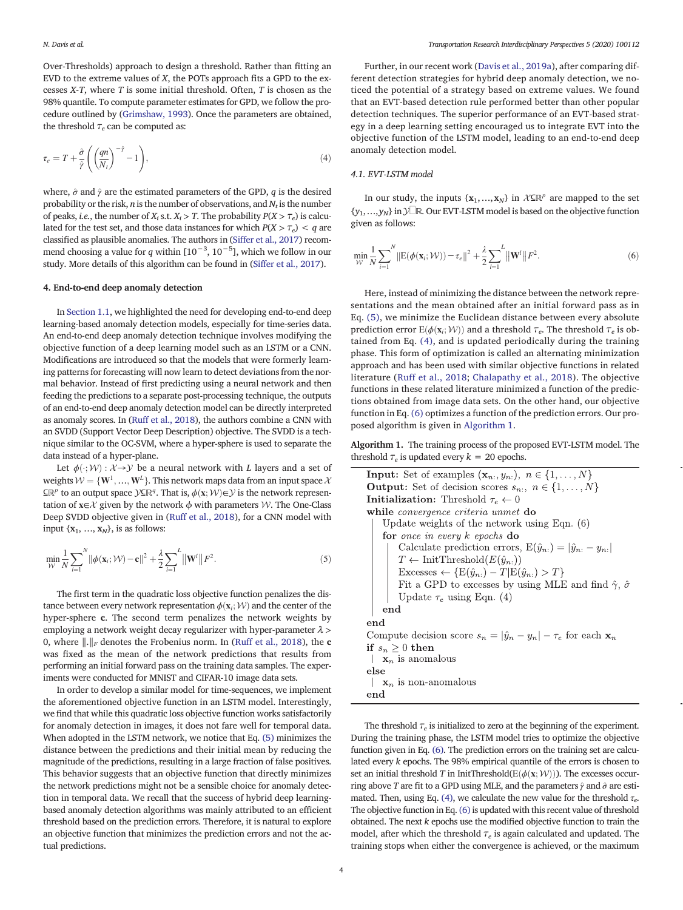Over-Thresholds) approach to design a threshold. Rather than fitting an EVD to the extreme values of $X$, the POTs approach fits a GPD to the excesses $X$-$T$, where $T$ is some initial threshold. Often, $T$ is chosen as the 98% quantile. To compute parameter estimates for GPD, we follow the procedure outlined by (Grimshaw, 1993). Once the parameters are obtained, the threshold $\tau_e$ can be computed as:

$$\tau_e = T + \frac{\hat{\sigma}}{\hat{\gamma}}\left(\left(\frac{qn}{N_t}\right)^{-\hat{\gamma}} - 1\right), \tag{4}$$

where, $\hat{\sigma}$ and $\hat{\gamma}$ are the estimated parameters of the GPD, $q$ is the desired probability or the risk, $n$ is the number of observations, and $N_t$ is the number of peaks, *i.e.*, the number of $X_i$ s.t. $X_i > T$. The probability $P(X > \tau_e)$ is calculated for the test set, and those data instances for which $P(X > \tau_e) < q$ are classified as plausible anomalies. The authors in (Siffer et al., 2017) recommend choosing a value for $q$ within $[10^{-3}, 10^{-5}]$, which we follow in our study. More details of this algorithm can be found in (Siffer et al., 2017).

## 4. End-to-end deep anomaly detection

In Section 1.1, we highlighted the need for developing end-to-end deep learning-based anomaly detection models, especially for time-series data. An end-to-end deep anomaly detection technique involves modifying the objective function of a deep learning model such as an LSTM or a CNN. Modifications are introduced so that the models that were formerly learning patterns for forecasting will now learn to detect deviations from the normal behavior. Instead of first predicting using a neural network and then feeding the predictions to a separate post-processing technique, the outputs of an end-to-end deep anomaly detection model can be directly interpreted as anomaly scores. In (Ruff et al., 2018), the authors combine a CNN with an SVDD (Support Vector Deep Description) objective. The SVDD is a technique similar to the OC-SVM, where a hyper-sphere is used to separate the data instead of a hyper-plane.

Let $\phi(\cdot;\mathcal{W}) : \mathcal{X} \to \mathcal{Y}$ be a neural network with $L$ layers and a set of weights $\mathcal{W} = \{\mathbf{W}^1, \ldots, \mathbf{W}^L\}$. This network maps data from an input space $\mathcal{X} \subseteq \mathbb{R}^p$ to an output space $\mathcal{Y} \subseteq \mathbb{R}^q$. That is, $\phi(\mathbf{x};\mathcal{W}) \in \mathcal{Y}$ is the network representation of $\mathbf{x} \in \mathcal{X}$ given by the network $\phi$ with parameters $\mathcal{W}$. The One-Class Deep SVDD objective given in (Ruff et al., 2018), for a CNN model with input $\{\mathbf{x}_1, \ldots, \mathbf{x}_N\}$, is as follows:

$$\min_{\mathcal{W}} \frac{1}{N}\sum_{i=1}^{N} \|\phi(\mathbf{x}_i;\mathcal{W}) - \mathbf{c}\|^2 + \frac{\lambda}{2}\sum_{l=1}^{L} \|\mathbf{W}^l\|F^2. \tag{5}$$

The first term in the quadratic loss objective function penalizes the distance between every network representation $\phi(\mathbf{x}_i;\mathcal{W})$ and the center of the hyper-sphere $\mathbf{c}$. The second term penalizes the network weights by employing a network weight decay regularizer with hyper-parameter $\lambda > 0$, where $\|.\|_F$ denotes the Frobenius norm. In (Ruff et al., 2018), the $\mathbf{c}$ was fixed as the mean of the network predictions that results from performing an initial forward pass on the training data samples. The experiments were conducted for MNIST and CIFAR-10 image data sets.

In order to develop a similar model for time-sequences, we implement the aforementioned objective function in an LSTM model. Interestingly, we find that while this quadratic loss objective function works satisfactorily for anomaly detection in images, it does not fare well for temporal data. When adopted in the LSTM network, we notice that Eq. (5) minimizes the distance between the predictions and their initial mean by reducing the magnitude of the predictions, resulting in a large fraction of false positives. This behavior suggests that an objective function that directly minimizes the network predictions might not be a sensible choice for anomaly detection in temporal data. We recall that the success of hybrid deep learning-based anomaly detection algorithms was mainly attributed to an efficient threshold based on the prediction errors. Therefore, it is natural to explore an objective function that minimizes the prediction errors and not the actual predictions.

Further, in our recent work (Davis et al., 2019a), after comparing different detection strategies for hybrid deep anomaly detection, we noticed the potential of a strategy based on extreme values. We found that an EVT-based detection rule performed better than other popular detection techniques. The superior performance of an EVT-based strategy in a deep learning setting encouraged us to integrate EVT into the objective function of the LSTM model, leading to an end-to-end deep anomaly detection model.

### 4.1. EVT-LSTM model

In our study, the inputs $\{\mathbf{x}_1, \ldots, \mathbf{x}_N\}$ in $\mathcal{X} \subseteq \mathbb{R}^p$ are mapped to the set $\{y_1, \ldots, y_N\}$ in $\mathcal{Y} \subseteq \mathbb{R}$. Our EVT-LSTM model is based on the objective function given as follows:

$$\min_{\mathcal{W}} \frac{1}{N}\sum_{i=1}^{N} \|\mathrm{E}(\phi(\mathbf{x}_i;\mathcal{W})) - \tau_e\|^2 + \frac{\lambda}{2}\sum_{l=1}^{L} \|\mathbf{W}^l\|F^2. \tag{6}$$

Here, instead of minimizing the distance between the network representations and the mean obtained after an initial forward pass as in Eq. (5), we minimize the Euclidean distance between every absolute prediction error $\mathrm{E}(\phi(\mathbf{x}_i;\mathcal{W}))$ and a threshold $\tau_e$. The threshold $\tau_e$ is obtained from Eq. (4), and is updated periodically during the training phase. This form of optimization is called an alternating minimization approach and has been used with similar objective functions in related literature (Ruff et al., 2018; Chalapathy et al., 2018). The objective functions in these related literature minimized a function of the predictions obtained from image data sets. On the other hand, our objective function in Eq. (6) optimizes a function of the prediction errors. Our proposed algorithm is given in Algorithm 1.

**Algorithm 1.** The training process of the proposed EVT-LSTM model. The threshold $\tau_e$ is updated every $k = 20$ epochs.

```
Input: Set of examples (x_{n:}, y_{n:}),  n ∈ {1, ..., N}
Output: Set of decision scores s_{n:},  n ∈ {1, ..., N}
Initialization: Threshold τ_e ← 0
while convergence criteria unmet do
    Update weights of the network using Eqn. (6)
    for once in every k epochs do
        Calculate prediction errors, E(ŷ_{n:}) = |ŷ_{n:} − y_{n:}|
        T ← InitThreshold(E(ŷ_{n:}))
        Excesses ← {E(ŷ_{n:}) − T | E(ŷ_{n:}) > T}
        Fit a GPD to excesses by using MLE and find γ̂, σ̂
        Update τ_e using Eqn. (4)
    end
end
Compute decision score s_n = |ŷ_n − y_n| − τ_e for each x_n
if s_n ≥ 0 then
    | x_n is anomalous
else
    | x_n is non-anomalous
end
```

The threshold $\tau_e$ is initialized to zero at the beginning of the experiment. During the training phase, the LSTM model tries to optimize the objective function given in Eq. (6). The prediction errors on the training set are calculated every $k$ epochs. The 98% empirical quantile of the errors is chosen to set an initial threshold $T$ in InitThreshold($\mathrm{E}(\phi(\mathbf{x};\mathcal{W}))$). The excesses occurring above $T$ are fit to a GPD using MLE, and the parameters $\hat{\gamma}$ and $\hat{\sigma}$ are estimated. Then, using Eq. (4), we calculate the new value for the threshold $\tau_e$. The objective function in Eq. (6) is updated with this recent value of threshold obtained. The next $k$ epochs use the modified objective function to train the model, after which the threshold $\tau_e$ is again calculated and updated. The training stops when either the convergence is achieved, or the maximum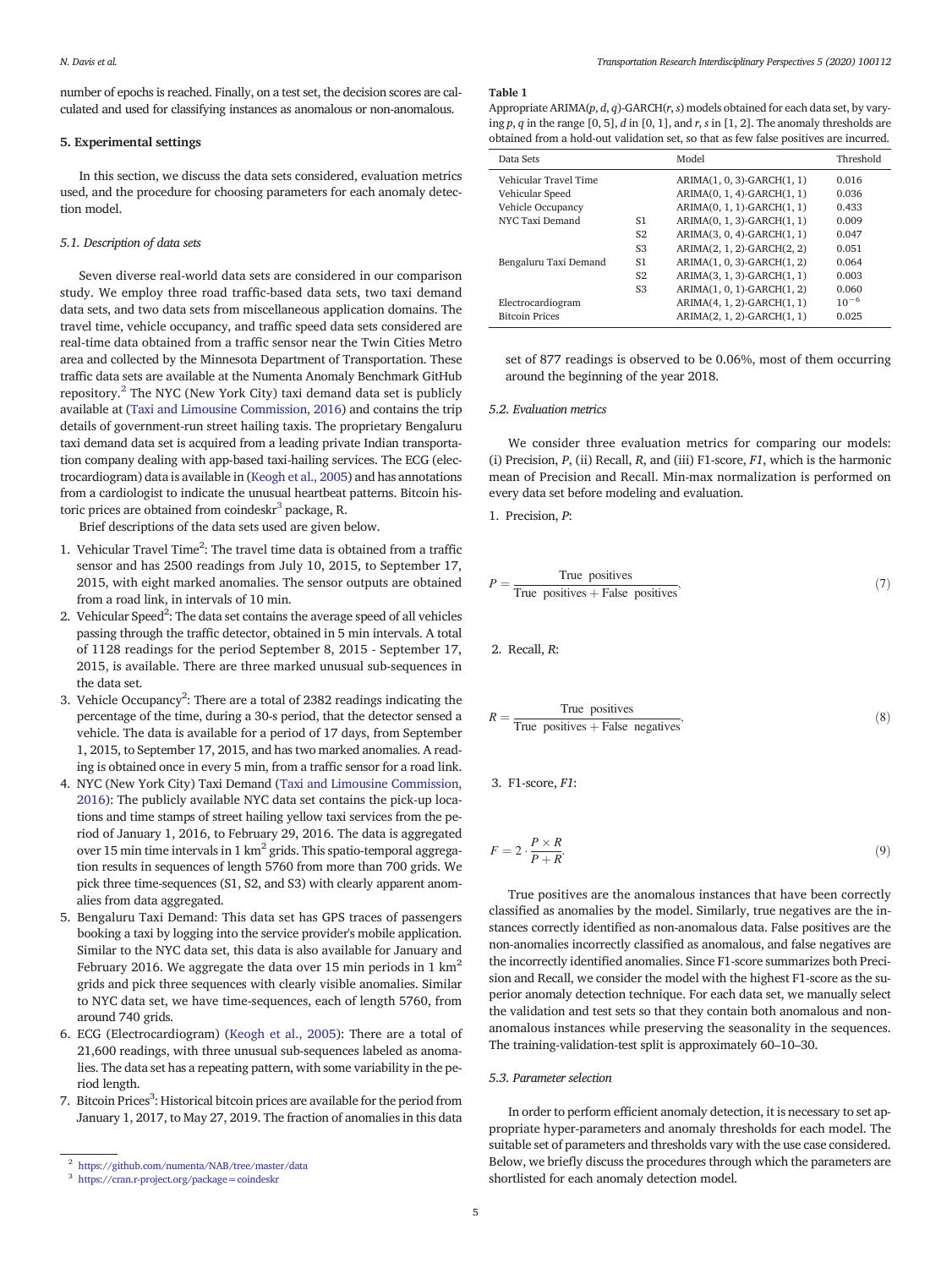number of epochs is reached. Finally, on a test set, the decision scores are calculated and used for classifying instances as anomalous or non-anomalous.

## 5. Experimental settings

In this section, we discuss the data sets considered, evaluation metrics used, and the procedure for choosing parameters for each anomaly detection model.

### 5.1. Description of data sets

Seven diverse real-world data sets are considered in our comparison study. We employ three road traffic-based data sets, two taxi demand data sets, and two data sets from miscellaneous application domains. The travel time, vehicle occupancy, and traffic speed data sets considered are real-time data obtained from a traffic sensor near the Twin Cities Metro area and collected by the Minnesota Department of Transportation. These traffic data sets are available at the Numenta Anomaly Benchmark GitHub repository.[2] The NYC (New York City) taxi demand data set is publicly available at (Taxi and Limousine Commission, 2016) and contains the trip details of government-run street hailing taxis. The proprietary Bengaluru taxi demand data set is acquired from a leading private Indian transportation company dealing with app-based taxi-hailing services. The ECG (electrocardiogram) data is available in (Keogh et al., 2005) and has annotations from a cardiologist to indicate the unusual heartbeat patterns. Bitcoin historic prices are obtained from coindeskr[3] package, R.

Brief descriptions of the data sets used are given below.

1. Vehicular Travel Time[2]: The travel time data is obtained from a traffic sensor and has 2500 readings from July 10, 2015, to September 17, 2015, with eight marked anomalies. The sensor outputs are obtained from a road link, in intervals of 10 min.
2. Vehicular Speed[2]: The data set contains the average speed of all vehicles passing through the traffic detector, obtained in 5 min intervals. A total of 1128 readings for the period September 8, 2015 - September 17, 2015, is available. There are three marked unusual sub-sequences in the data set.
3. Vehicle Occupancy[2]: There are a total of 2382 readings indicating the percentage of the time, during a 30-s period, that the detector sensed a vehicle. The data is available for a period of 17 days, from September 1, 2015, to September 17, 2015, and has two marked anomalies. A reading is obtained once in every 5 min, from a traffic sensor for a road link.
4. NYC (New York City) Taxi Demand (Taxi and Limousine Commission, 2016): The publicly available NYC data set contains the pick-up locations and time stamps of street hailing yellow taxi services from the period of January 1, 2016, to February 29, 2016. The data is aggregated over 15 min time intervals in 1 km$^2$ grids. This spatio-temporal aggregation results in sequences of length 5760 from more than 700 grids. We pick three time-sequences (S1, S2, and S3) with clearly apparent anomalies from data aggregated.
5. Bengaluru Taxi Demand: This data set has GPS traces of passengers booking a taxi by logging into the service provider's mobile application. Similar to the NYC data set, this data is also available for January and February 2016. We aggregate the data over 15 min periods in 1 km$^2$ grids and pick three sequences with clearly visible anomalies. Similar to NYC data set, we have time-sequences, each of length 5760, from around 740 grids.
6. ECG (Electrocardiogram) (Keogh et al., 2005): There are a total of 21,600 readings, with three unusual sub-sequences labeled as anomalies. The data set has a repeating pattern, with some variability in the period length.
7. Bitcoin Prices[3]: Historical bitcoin prices are available for the period from January 1, 2017, to May 27, 2019. The fraction of anomalies in this data set of 877 readings is observed to be 0.06%, most of them occurring around the beginning of the year 2018.

**Table 1**
Appropriate ARIMA($p$, $d$, $q$)-GARCH($r$, $s$) models obtained for each data set, by varying $p$, $q$ in the range [0, 5], $d$ in [0, 1], and $r$, $s$ in [1, 2]. The anomaly thresholds are obtained from a hold-out validation set, so that as few false positives are incurred.

| Data Sets | | Model | Threshold |
|---|---|---|---|
| Vehicular Travel Time | | ARIMA(1, 0, 3)-GARCH(1, 1) | 0.016 |
| Vehicular Speed | | ARIMA(0, 1, 4)-GARCH(1, 1) | 0.036 |
| Vehicle Occupancy | | ARIMA(0, 1, 1)-GARCH(1, 1) | 0.433 |
| NYC Taxi Demand | S1 | ARIMA(0, 1, 3)-GARCH(1, 1) | 0.009 |
| | S2 | ARIMA(3, 0, 4)-GARCH(1, 1) | 0.047 |
| | S3 | ARIMA(2, 1, 2)-GARCH(2, 2) | 0.051 |
| Bengaluru Taxi Demand | S1 | ARIMA(1, 0, 3)-GARCH(1, 2) | 0.064 |
| | S2 | ARIMA(3, 1, 3)-GARCH(1, 1) | 0.003 |
| | S3 | ARIMA(1, 0, 1)-GARCH(1, 2) | 0.060 |
| Electrocardiogram | | ARIMA(4, 1, 2)-GARCH(1, 1) | $10^{-6}$ |
| Bitcoin Prices | | ARIMA(2, 1, 2)-GARCH(1, 1) | 0.025 |

### 5.2. Evaluation metrics

We consider three evaluation metrics for comparing our models: (i) Precision, $P$, (ii) Recall, $R$, and (iii) F1-score, $F1$, which is the harmonic mean of Precision and Recall. Min-max normalization is performed on every data set before modeling and evaluation.

1. Precision, $P$:

$$P = \frac{\text{True positives}}{\text{True positives} + \text{False positives}}, \tag{7}$$

2. Recall, $R$:

$$R = \frac{\text{True positives}}{\text{True positives} + \text{False negatives}}, \tag{8}$$

3. F1-score, $F1$:

$$F = 2 \cdot \frac{P \times R}{P + R}. \tag{9}$$

True positives are the anomalous instances that have been correctly classified as anomalies by the model. Similarly, true negatives are the instances correctly identified as non-anomalous data. False positives are the non-anomalies incorrectly classified as anomalous, and false negatives are the incorrectly identified anomalies. Since F1-score summarizes both Precision and Recall, we consider the model with the highest F1-score as the superior anomaly detection technique. For each data set, we manually select the validation and test sets so that they contain both anomalous and non-anomalous instances while preserving the seasonality in the sequences. The training-validation-test split is approximately 60–10–30.

### 5.3. Parameter selection

In order to perform efficient anomaly detection, it is necessary to set appropriate hyper-parameters and anomaly thresholds for each model. The suitable set of parameters and thresholds vary with the use case considered. Below, we briefly discuss the procedures through which the parameters are shortlisted for each anomaly detection model.

---

[2] https://github.com/numenta/NAB/tree/master/data
[3] https://cran.r-project.org/package=coindeskr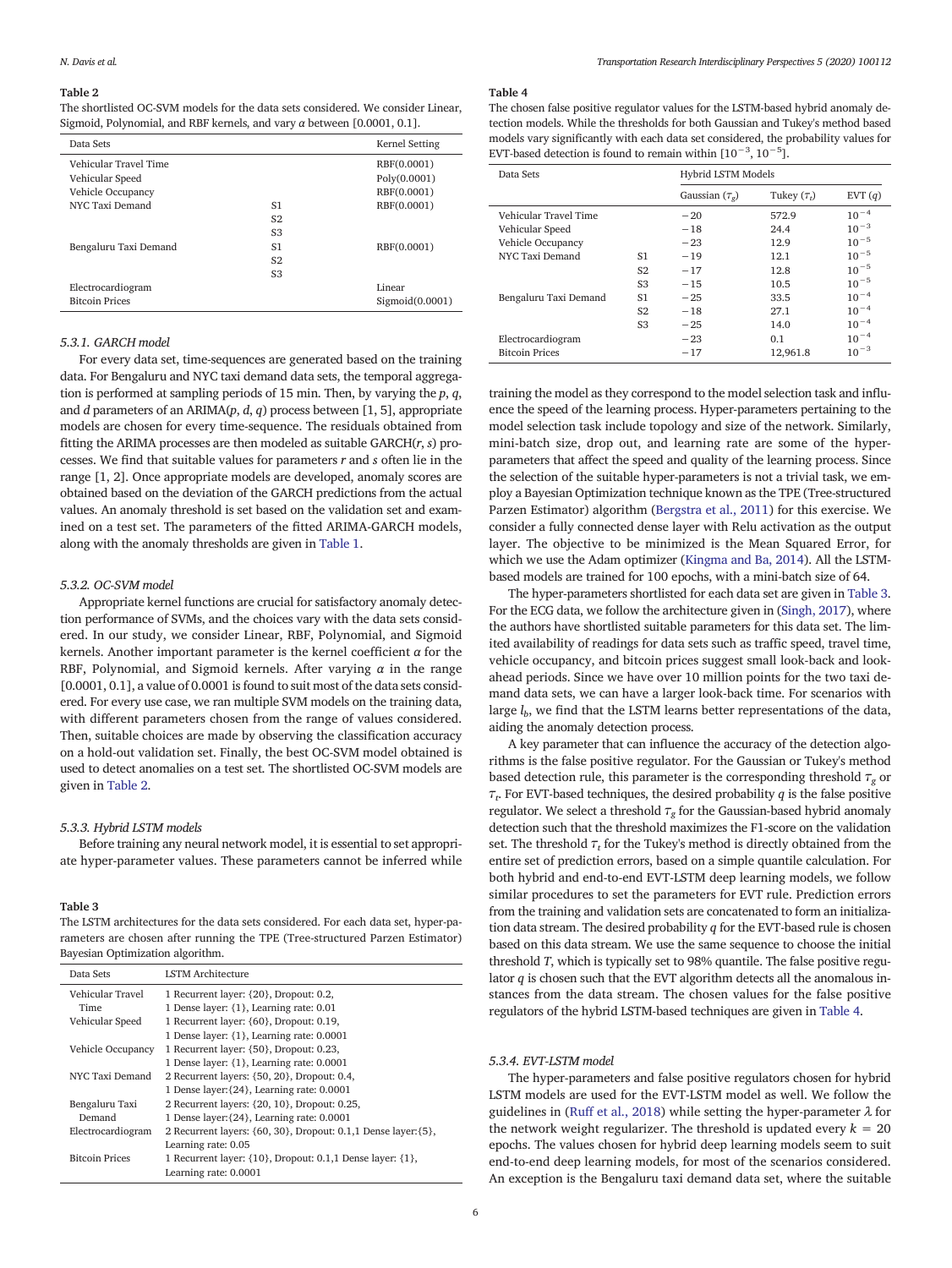**Table 2**
The shortlisted OC-SVM models for the data sets considered. We consider Linear, Sigmoid, Polynomial, and RBF kernels, and vary $\alpha$ between [0.0001, 0.1].

| Data Sets | | Kernel Setting |
|---|---|---|
| Vehicular Travel Time | | RBF(0.0001) |
| Vehicular Speed | | Poly(0.0001) |
| Vehicle Occupancy | | RBF(0.0001) |
| NYC Taxi Demand | S1 | RBF(0.0001) |
| | S2 | |
| | S3 | |
| Bengaluru Taxi Demand | S1 | RBF(0.0001) |
| | S2 | |
| | S3 | |
| Electrocardiogram | | Linear |
| Bitcoin Prices | | Sigmoid(0.0001) |

### 5.3.1. GARCH model

For every data set, time-sequences are generated based on the training data. For Bengaluru and NYC taxi demand data sets, the temporal aggregation is performed at sampling periods of 15 min. Then, by varying the $p$, $q$, and $d$ parameters of an ARIMA($p$, $d$, $q$) process between [1, 5], appropriate models are chosen for every time-sequence. The residuals obtained from fitting the ARIMA processes are then modeled as suitable GARCH($r$, $s$) processes. We find that suitable values for parameters $r$ and $s$ often lie in the range [1, 2]. Once appropriate models are developed, anomaly scores are obtained based on the deviation of the GARCH predictions from the actual values. An anomaly threshold is set based on the validation set and examined on a test set. The parameters of the fitted ARIMA-GARCH models, along with the anomaly thresholds are given in Table 1.

### 5.3.2. OC-SVM model

Appropriate kernel functions are crucial for satisfactory anomaly detection performance of SVMs, and the choices vary with the data sets considered. In our study, we consider Linear, RBF, Polynomial, and Sigmoid kernels. Another important parameter is the kernel coefficient $\alpha$ for the RBF, Polynomial, and Sigmoid kernels. After varying $\alpha$ in the range [0.0001, 0.1], a value of 0.0001 is found to suit most of the data sets considered. For every use case, we ran multiple SVM models on the training data, with different parameters chosen from the range of values considered. Then, suitable choices are made by observing the classification accuracy on a hold-out validation set. Finally, the best OC-SVM model obtained is used to detect anomalies on a test set. The shortlisted OC-SVM models are given in Table 2.

### 5.3.3. Hybrid LSTM models

Before training any neural network model, it is essential to set appropriate hyper-parameter values. These parameters cannot be inferred while training the model as they correspond to the model selection task and influence the speed of the learning process. Hyper-parameters pertaining to the model selection task include topology and size of the network. Similarly, mini-batch size, drop out, and learning rate are some of the hyper-parameters that affect the speed and quality of the learning process. Since the selection of the suitable hyper-parameters is not a trivial task, we employ a Bayesian Optimization technique known as the TPE (Tree-structured Parzen Estimator) algorithm (Bergstra et al., 2011) for this exercise. We consider a fully connected dense layer with Relu activation as the output layer. The objective to be minimized is the Mean Squared Error, for which we use the Adam optimizer (Kingma and Ba, 2014). All the LSTM-based models are trained for 100 epochs, with a mini-batch size of 64.

**Table 3**
The LSTM architectures for the data sets considered. For each data set, hyper-parameters are chosen after running the TPE (Tree-structured Parzen Estimator) Bayesian Optimization algorithm.

| Data Sets | LSTM Architecture |
|---|---|
| Vehicular Travel Time | 1 Recurrent layer: {20}, Dropout: 0.2, 1 Dense layer: {1}, Learning rate: 0.01 |
| Vehicular Speed | 1 Recurrent layer: {60}, Dropout: 0.19, 1 Dense layer: {1}, Learning rate: 0.0001 |
| Vehicle Occupancy | 1 Recurrent layer: {50}, Dropout: 0.23, 1 Dense layer: {1}, Learning rate: 0.0001 |
| NYC Taxi Demand | 2 Recurrent layers: {50, 20}, Dropout: 0.4, 1 Dense layer:{24}, Learning rate: 0.0001 |
| Bengaluru Taxi Demand | 2 Recurrent layers: {20, 10}, Dropout: 0.25, 1 Dense layer:{24}, Learning rate: 0.0001 |
| Electrocardiogram | 2 Recurrent layers: {60, 30}, Dropout: 0.1,1 Dense layer:{5}, Learning rate: 0.05 |
| Bitcoin Prices | 1 Recurrent layer: {10}, Dropout: 0.1,1 Dense layer: {1}, Learning rate: 0.0001 |

**Table 4**
The chosen false positive regulator values for the LSTM-based hybrid anomaly detection models. While the thresholds for both Gaussian and Tukey's method based models vary significantly with each data set considered, the probability values for EVT-based detection is found to remain within $[10^{-3}, 10^{-5}]$.

| Data Sets | | Hybrid LSTM Models | | |
|---|---|---|---|---|
| | | Gaussian ($\tau_g$) | Tukey ($\tau_t$) | EVT ($q$) |
| Vehicular Travel Time | | −20 | 572.9 | $10^{-4}$ |
| Vehicular Speed | | −18 | 24.4 | $10^{-3}$ |
| Vehicle Occupancy | | −23 | 12.9 | $10^{-5}$ |
| NYC Taxi Demand | S1 | −19 | 12.1 | $10^{-5}$ |
| | S2 | −17 | 12.8 | $10^{-5}$ |
| | S3 | −15 | 10.5 | $10^{-5}$ |
| Bengaluru Taxi Demand | S1 | −25 | 33.5 | $10^{-4}$ |
| | S2 | −18 | 27.1 | $10^{-4}$ |
| | S3 | −25 | 14.0 | $10^{-4}$ |
| Electrocardiogram | | −23 | 0.1 | $10^{-4}$ |
| Bitcoin Prices | | −17 | 12,961.8 | $10^{-3}$ |

The hyper-parameters shortlisted for each data set are given in Table 3. For the ECG data, we follow the architecture given in (Singh, 2017), where the authors have shortlisted suitable parameters for this data set. The limited availability of readings for data sets such as traffic speed, travel time, vehicle occupancy, and bitcoin prices suggest small look-back and look-ahead periods. Since we have over 10 million points for the two taxi demand data sets, we can have a larger look-back time. For scenarios with large $l_b$, we find that the LSTM learns better representations of the data, aiding the anomaly detection process.

A key parameter that can influence the accuracy of the detection algorithms is the false positive regulator. For the Gaussian or Tukey's method based detection rule, this parameter is the corresponding threshold $\tau_g$ or $\tau_t$. For EVT-based techniques, the desired probability $q$ is the false positive regulator. We select a threshold $\tau_g$ for the Gaussian-based hybrid anomaly detection such that the threshold maximizes the F1-score on the validation set. The threshold $\tau_t$ for the Tukey's method is directly obtained from the entire set of prediction errors, based on a simple quantile calculation. For both hybrid and end-to-end EVT-LSTM deep learning models, we follow similar procedures to set the parameters for EVT rule. Prediction errors from the training and validation sets are concatenated to form an initialization data stream. The desired probability $q$ for the EVT-based rule is chosen based on this data stream. We use the same sequence to choose the initial threshold $T$, which is typically set to 98% quantile. The false positive regulator $q$ is chosen such that the EVT algorithm detects all the anomalous instances from the data stream. The chosen values for the false positive regulators of the hybrid LSTM-based techniques are given in Table 4.

### 5.3.4. EVT-LSTM model

The hyper-parameters and false positive regulators chosen for hybrid LSTM models are used for the EVT-LSTM model as well. We follow the guidelines in (Ruff et al., 2018) while setting the hyper-parameter $\lambda$ for the network weight regularizer. The threshold is updated every $k = 20$ epochs. The values chosen for hybrid deep learning models seem to suit end-to-end deep learning models, for most of the scenarios considered. An exception is the Bengaluru taxi demand data set, where the suitable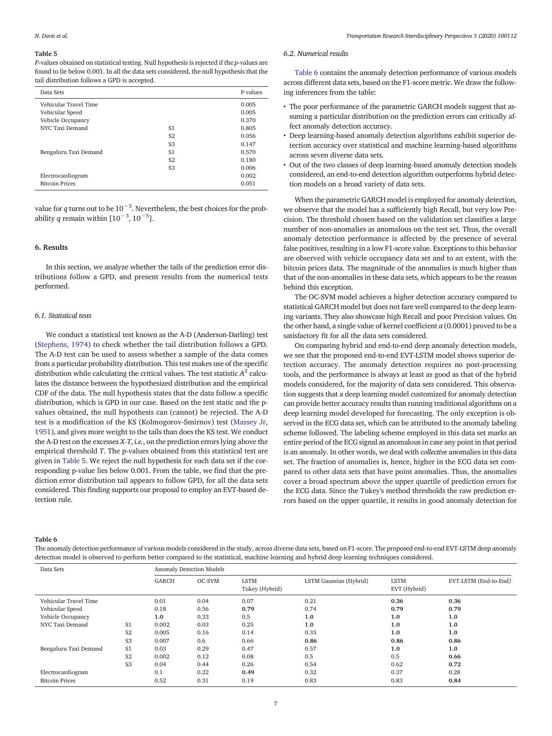**Table 5**

*P*-values obtained on statistical testing. Null hypothesis is rejected if the *p*-values are found to lie below 0.001. In all the data sets considered, the null hypothesis that the tail distribution follows a GPD is accepted.

| Data Sets | | P-values |
|---|---|---|
| Vehicular Travel Time | | 0.005 |
| Vehicular Speed | | 0.005 |
| Vehicle Occupancy | | 0.370 |
| NYC Taxi Demand | S1 | 0.805 |
| | S2 | 0.056 |
| | S3 | 0.147 |
| Bengaluru Taxi Demand | S1 | 0.570 |
| | S2 | 0.180 |
| | S3 | 0.006 |
| Electrocardiogram | | 0.002 |
| Bitcoin Prices | | 0.051 |

value for $q$ turns out to be $10^{-5}$. Nevertheless, the best choices for the probability $q$ remain within $[10^{-3}, 10^{-5}]$.

## 6. Results

In this section, we analyze whether the tails of the prediction error distributions follow a GPD, and present results from the numerical tests performed.

### 6.1. Statistical tests

We conduct a statistical test known as the A-D (Anderson-Darling) test (Stephens, 1974) to check whether the tail distribution follows a GPD. The A-D test can be used to assess whether a sample of the data comes from a particular probability distribution. This test makes use of the specific distribution while calculating the critical values. The test statistic $A^2$ calculates the distance between the hypothesized distribution and the empirical CDF of the data. The null hypothesis states that the data follow a specific distribution, which is GPD in our case. Based on the test static and the p-values obtained, the null hypothesis can (cannot) be rejected. The A-D test is a modification of the KS (Kolmogorov-Smirnov) test (Massey Jr, 1951), and gives more weight to the tails than does the KS test. We conduct the A-D test on the excesses $X$-$T$, *i.e.*, on the prediction errors lying above the empirical threshold $T$. The p-values obtained from this statistical test are given in Table 5. We reject the null hypothesis for each data set if the corresponding p-value lies below 0.001. From the table, we find that the prediction error distribution tail appears to follow GPD, for all the data sets considered. This finding supports our proposal to employ an EVT-based detection rule.

### 6.2. Numerical results

Table 6 contains the anomaly detection performance of various models across different data sets, based on the F1-score metric. We draw the following inferences from the table:

- The poor performance of the parametric GARCH models suggest that assuming a particular distribution on the prediction errors can critically affect anomaly detection accuracy.
- Deep learning-based anomaly detection algorithms exhibit superior detection accuracy over statistical and machine learning-based algorithms across seven diverse data sets.
- Out of the two classes of deep learning-based anomaly detection models considered, an end-to-end detection algorithm outperforms hybrid detection models on a broad variety of data sets.

When the parametric GARCH model is employed for anomaly detection, we observe that the model has a sufficiently high Recall, but very low Precision. The threshold chosen based on the validation set classifies a large number of non-anomalies as anomalous on the test set. Thus, the overall anomaly detection performance is affected by the presence of several false positives, resulting in a low F1-score value. Exceptions to this behavior are observed with vehicle occupancy data set and to an extent, with the bitcoin prices data. The magnitude of the anomalies is much higher than that of the non-anomalies in these data sets, which appears to be the reason behind this exception.

The OC-SVM model achieves a higher detection accuracy compared to statistical GARCH model but does not fare well compared to the deep learning variants. They also showcase high Recall and poor Precision values. On the other hand, a single value of kernel coefficient $\alpha$ (0.0001) proved to be a satisfactory fit for all the data sets considered.

On comparing hybrid and end-to-end deep anomaly detection models, we see that the proposed end-to-end EVT-LSTM model shows superior detection accuracy. The anomaly detection requires no post-processing tools, and the performance is always at least as good as that of the hybrid models considered, for the majority of data sets considered. This observation suggests that a deep learning model customized for anomaly detection can provide better accuracy results than running traditional algorithms on a deep learning model developed for forecasting. The only exception is observed in the ECG data set, which can be attributed to the anomaly labeling scheme followed. The labeling scheme employed in this data set marks an entire period of the ECG signal as anomalous in case any point in that period is an anomaly. In other words, we deal with *collective* anomalies in this data set. The fraction of anomalies is, hence, higher in the ECG data set compared to other data sets that have point anomalies. Thus, the anomalies cover a broad spectrum above the upper quartile of prediction errors for the ECG data. Since the Tukey's method thresholds the raw prediction errors based on the upper quartile, it results in good anomaly detection for

**Table 6**

The anomaly detection performance of various models considered in the study, across diverse data sets, based on F1-score. The proposed end-to-end EVT-LSTM deep anomaly detection model is observed to perform better compared to the statistical, machine learning and hybrid deep learning techniques considered.

| Data Sets | | Anomaly Detection Models | | | | | |
|---|---|---|---|---|---|---|---|
| | | GARCH | OC-SVM | LSTM Tukey (Hybrid) | LSTM Gaussian (Hybrid) | LSTM EVT (Hybrid) | EVT-LSTM (End-to-End) |
| Vehicular Travel Time | | 0.01 | 0.04 | 0.07 | 0.21 | **0.36** | **0.36** |
| Vehicular Speed | | 0.18 | 0.56 | **0.79** | 0.74 | **0.79** | **0.79** |
| Vehicle Occupancy | | **1.0** | 0.33 | 0.5 | **1.0** | **1.0** | **1.0** |
| NYC Taxi Demand | S1 | 0.002 | 0.03 | 0.25 | **1.0** | **1.0** | **1.0** |
| | S2 | 0.005 | 0.16 | 0.14 | 0.33 | **1.0** | **1.0** |
| | S3 | 0.007 | 0.6 | 0.66 | **0.86** | **0.86** | **0.86** |
| Bengaluru Taxi Demand | S1 | 0.03 | 0.29 | 0.47 | 0.57 | **1.0** | **1.0** |
| | S2 | 0.002 | 0.12 | 0.08 | 0.5 | 0.5 | **0.66** |
| | S3 | 0.04 | 0.44 | 0.26 | 0.54 | 0.62 | **0.72** |
| Electrocardiogram | | 0.1 | 0.22 | **0.49** | 0.32 | 0.37 | 0.28 |
| Bitcoin Prices | | 0.52 | 0.31 | 0.19 | 0.83 | 0.83 | **0.84** |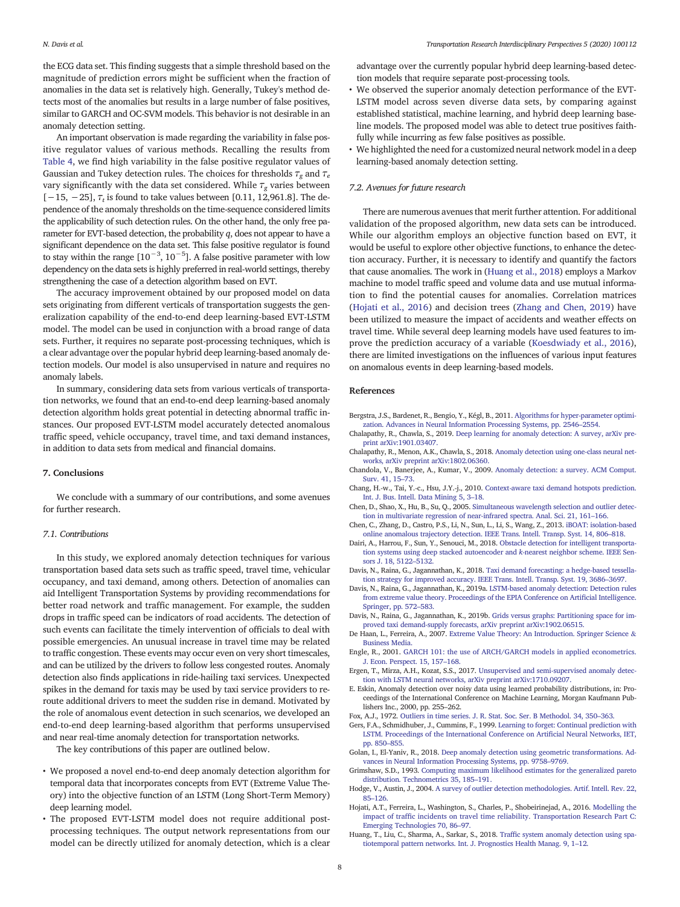the ECG data set. This finding suggests that a simple threshold based on the magnitude of prediction errors might be sufficient when the fraction of anomalies in the data set is relatively high. Generally, Tukey's method detects most of the anomalies but results in a large number of false positives, similar to GARCH and OC-SVM models. This behavior is not desirable in an anomaly detection setting.

An important observation is made regarding the variability in false positive regulator values of various methods. Recalling the results from Table 4, we find high variability in the false positive regulator values of Gaussian and Tukey detection rules. The choices for thresholds $\tau_g$ and $\tau_e$ vary significantly with the data set considered. While $\tau_g$ varies between $[-15, -25]$, $\tau_t$ is found to take values between [0.11, 12,961.8]. The dependence of the anomaly thresholds on the time-sequence considered limits the applicability of such detection rules. On the other hand, the only free parameter for EVT-based detection, the probability $q$, does not appear to have a significant dependence on the data set. This false positive regulator is found to stay within the range $[10^{-3}, 10^{-5}]$. A false positive parameter with low dependency on the data sets is highly preferred in real-world settings, thereby strengthening the case of a detection algorithm based on EVT.

The accuracy improvement obtained by our proposed model on data sets originating from different verticals of transportation suggests the generalization capability of the end-to-end deep learning-based EVT-LSTM model. The model can be used in conjunction with a broad range of data sets. Further, it requires no separate post-processing techniques, which is a clear advantage over the popular hybrid deep learning-based anomaly detection models. Our model is also unsupervised in nature and requires no anomaly labels.

In summary, considering data sets from various verticals of transportation networks, we found that an end-to-end deep learning-based anomaly detection algorithm holds great potential in detecting abnormal traffic instances. Our proposed EVT-LSTM model accurately detected anomalous traffic speed, vehicle occupancy, travel time, and taxi demand instances, in addition to data sets from medical and financial domains.

## 7. Conclusions

We conclude with a summary of our contributions, and some avenues for further research.

### 7.1. Contributions

In this study, we explored anomaly detection techniques for various transportation based data sets such as traffic speed, travel time, vehicular occupancy, and taxi demand, among others. Detection of anomalies can aid Intelligent Transportation Systems by providing recommendations for better road network and traffic management. For example, the sudden drops in traffic speed can be indicators of road accidents. The detection of such events can facilitate the timely intervention of officials to deal with possible emergencies. An unusual increase in travel time may be related to traffic congestion. These events may occur even on very short timescales, and can be utilized by the drivers to follow less congested routes. Anomaly detection also finds applications in ride-hailing taxi services. Unexpected spikes in the demand for taxis may be used by taxi service providers to reroute additional drivers to meet the sudden rise in demand. Motivated by the role of anomalous event detection in such scenarios, we developed an end-to-end deep learning-based algorithm that performs unsupervised and near real-time anomaly detection for transportation networks.

The key contributions of this paper are outlined below.

- We proposed a novel end-to-end deep anomaly detection algorithm for temporal data that incorporates concepts from EVT (Extreme Value Theory) into the objective function of an LSTM (Long Short-Term Memory) deep learning model.
- The proposed EVT-LSTM model does not require additional post-processing techniques. The output network representations from our model can be directly utilized for anomaly detection, which is a clear advantage over the currently popular hybrid deep learning-based detection models that require separate post-processing tools.
- We observed the superior anomaly detection performance of the EVT-LSTM model across seven diverse data sets, by comparing against established statistical, machine learning, and hybrid deep learning baseline models. The proposed model was able to detect true positives faithfully while incurring as few false positives as possible.
- We highlighted the need for a customized neural network model in a deep learning-based anomaly detection setting.

### 7.2. Avenues for future research

There are numerous avenues that merit further attention. For additional validation of the proposed algorithm, new data sets can be introduced. While our algorithm employs an objective function based on EVT, it would be useful to explore other objective functions, to enhance the detection accuracy. Further, it is necessary to identify and quantify the factors that cause anomalies. The work in (Huang et al., 2018) employs a Markov machine to model traffic speed and volume data and use mutual information to find the potential causes for anomalies. Correlation matrices (Hojati et al., 2016) and decision trees (Zhang and Chen, 2019) have been utilized to measure the impact of accidents and weather effects on travel time. While several deep learning models have used features to improve the prediction accuracy of a variable (Koesdwiady et al., 2016), there are limited investigations on the influences of various input features on anomalous events in deep learning-based models.

## References

Bergstra, J.S., Bardenet, R., Bengio, Y., Kégl, B., 2011. Algorithms for hyper-parameter optimization. Advances in Neural Information Processing Systems, pp. 2546–2554.

Chalapathy, R., Chawla, S., 2019. Deep learning for anomaly detection: A survey, arXiv preprint arXiv:1901.03407.

Chalapathy, R., Menon, A.K., Chawla, S., 2018. Anomaly detection using one-class neural networks, arXiv preprint arXiv:1802.06360.

Chandola, V., Banerjee, A., Kumar, V., 2009. Anomaly detection: a survey. ACM Comput. Surv. 41, 15–73.

Chang, H.-w., Tai, Y.-c., Hsu, J.Y.-j., 2010. Context-aware taxi demand hotspots prediction. Int. J. Bus. Intell. Data Mining 5, 3–18.

Chen, D., Shao, X., Hu, B., Su, Q., 2005. Simultaneous wavelength selection and outlier detection in multivariate regression of near-infrared spectra. Anal. Sci. 21, 161–166.

Chen, C., Zhang, D., Castro, P.S., Li, N., Sun, L., Li, S., Wang, Z., 2013. iBOAT: isolation-based online anomalous trajectory detection. IEEE Trans. Intell. Transp. Syst. 14, 806–818.

Dairi, A., Harrou, F., Sun, Y., Senouci, M., 2018. Obstacle detection for intelligent transportation systems using deep stacked autoencoder and *k*-nearest neighbor scheme. IEEE Sensors J. 18, 5122–5132.

Davis, N., Raina, G., Jagannathan, K., 2018. Taxi demand forecasting: a hedge-based tessellation strategy for improved accuracy. IEEE Trans. Intell. Transp. Syst. 19, 3686–3697.

Davis, N., Raina, G., Jagannathan, K., 2019a. LSTM-based anomaly detection: Detection rules from extreme value theory. Proceedings of the EPIA Conference on Artificial Intelligence. Springer, pp. 572–583.

Davis, N., Raina, G., Jagannathan, K., 2019b. Grids versus graphs: Partitioning space for improved taxi demand-supply forecasts, arXiv preprint arXiv:1902.06515.

De Haan, L., Ferreira, A., 2007. Extreme Value Theory: An Introduction. Springer Science & Business Media.

Engle, R., 2001. GARCH 101: the use of ARCH/GARCH models in applied econometrics. J. Econ. Perspect. 15, 157–168.

Ergen, T., Mirza, A.H., Kozat, S.S., 2017. Unsupervised and semi-supervised anomaly detection with LSTM neural networks, arXiv preprint arXiv:1710.09207.

E. Eskin, Anomaly detection over noisy data using learned probability distributions, in: Proceedings of the International Conference on Machine Learning, Morgan Kaufmann Publishers Inc., 2000, pp. 255–262.

Fox, A.J., 1972. Outliers in time series. J. R. Stat. Soc. Ser. B Methodol. 34, 350–363.

Gers, F.A., Schmidhuber, J., Cummins, F., 1999. Learning to forget: Continual prediction with LSTM. Proceedings of the International Conference on Artificial Neural Networks, IET, pp. 850–855.

Golan, I., El-Yaniv, R., 2018. Deep anomaly detection using geometric transformations. Advances in Neural Information Processing Systems, pp. 9758–9769.

Grimshaw, S.D., 1993. Computing maximum likelihood estimates for the generalized pareto distribution. Technometrics 35, 185–191.

Hodge, V., Austin, J., 2004. A survey of outlier detection methodologies. Artif. Intell. Rev. 22, 85–126.

Hojati, A.T., Ferreira, L., Washington, S., Charles, P., Shobeirinejad, A., 2016. Modelling the impact of traffic incidents on travel time reliability. Transportation Research Part C: Emerging Technologies 70, 86–97.

Huang, T., Liu, C., Sharma, A., Sarkar, S., 2018. Traffic system anomaly detection using spatiotemporal pattern networks. Int. J. Prognostics Health Manag. 9, 1–12.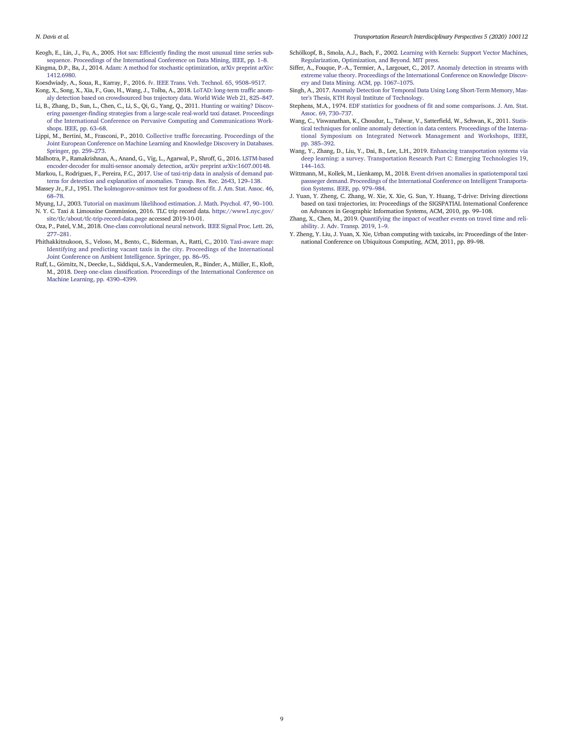Keogh, E., Lin, J., Fu, A., 2005. Hot sax: Efficiently finding the most unusual time series subsequence. Proceedings of the International Conference on Data Mining, IEEE, pp. 1–8.

Kingma, D.P., Ba, J., 2014. Adam: A method for stochastic optimization, arXiv preprint arXiv:1412.6980.

Koesdwiady, A., Soua, R., Karray, F., 2016. fv. IEEE Trans. Veh. Technol. 65, 9508–9517.

Kong, X., Song, X., Xia, F., Guo, H., Wang, J., Tolba, A., 2018. LoTAD: long-term traffic anomaly detection based on crowdsourced bus trajectory data. World Wide Web 21, 825–847.

Li, B., Zhang, D., Sun, L., Chen, C., Li, S., Qi, G., Yang, Q., 2011. Hunting or waiting? Discovering passenger-finding strategies from a large-scale real-world taxi dataset. Proceedings of the International Conference on Pervasive Computing and Communications Workshops. IEEE, pp. 63–68.

Lippi, M., Bertini, M., Frasconi, P., 2010. Collective traffic forecasting. Proceedings of the Joint European Conference on Machine Learning and Knowledge Discovery in Databases. Springer, pp. 259–273.

Malhotra, P., Ramakrishnan, A., Anand, G., Vig, L., Agarwal, P., Shroff, G., 2016. LSTM-based encoder-decoder for multi-sensor anomaly detection, arXiv preprint arXiv:1607.00148.

Markou, I., Rodrigues, F., Pereira, F.C., 2017. Use of taxi-trip data in analysis of demand patterns for detection and explanation of anomalies. Transp. Res. Rec. 2643, 129–138.

Massey Jr., F.J., 1951. The kolmogorov-smirnov test for goodness of fit. J. Am. Stat. Assoc. 46, 68–78.

Myung, I.J., 2003. Tutorial on maximum likelihood estimation. J. Math. Psychol. 47, 90–100.

N. Y. C. Taxi & Limousine Commission, 2016. TLC trip record data. https://www1.nyc.gov/site/tlc/about/tlc-trip-record-data.page accessed 2019-10-01.

Oza, P., Patel, V.M., 2018. One-class convolutional neural network. IEEE Signal Proc. Lett. 26, 277–281.

Phithakkitnukoon, S., Veloso, M., Bento, C., Biderman, A., Ratti, C., 2010. Taxi-aware map: Identifying and predicting vacant taxis in the city. Proceedings of the International Joint Conference on Ambient Intelligence. Springer, pp. 86–95.

Ruff, L., Görnitz, N., Deecke, L., Siddiqui, S.A., Vandermeulen, R., Binder, A., Müller, E., Kloft, M., 2018. Deep one-class classification. Proceedings of the International Conference on Machine Learning, pp. 4390–4399.

Schölkopf, B., Smola, A.J., Bach, F., 2002. Learning with Kernels: Support Vector Machines, Regularization, Optimization, and Beyond. MIT press.

Siffer, A., Fouque, P.-A., Termier, A., Largouet, C., 2017. Anomaly detection in streams with extreme value theory. Proceedings of the International Conference on Knowledge Discovery and Data Mining. ACM, pp. 1067–1075.

Singh, A., 2017. Anomaly Detection for Temporal Data Using Long Short-Term Memory, Master's Thesis, KTH Royal Institute of Technology.

Stephens, M.A., 1974. EDF statistics for goodness of fit and some comparisons. J. Am. Stat. Assoc. 69, 730–737.

Wang, C., Viswanathan, K., Choudur, L., Talwar, V., Satterfield, W., Schwan, K., 2011. Statistical techniques for online anomaly detection in data centers. Proceedings of the International Symposium on Integrated Network Management and Workshops, IEEE, pp. 385–392.

Wang, Y., Zhang, D., Liu, Y., Dai, B., Lee, L.H., 2019. Enhancing transportation systems via deep learning: a survey. Transportation Research Part C: Emerging Technologies 19, 144–163.

Wittmann, M., Kollek, M., Lienkamp, M., 2018. Event-driven anomalies in spatiotemporal taxi passseger demand. Proceedings of the International Conference on Intelligent Transportation Systems. IEEE, pp. 979–984.

J. Yuan, Y. Zheng, C. Zhang, W. Xie, X. Xie, G. Sun, Y. Huang, T-drive: Driving directions based on taxi trajectories, in: Proceedings of the SIGSPATIAL International Conference on Advances in Geographic Information Systems, ACM, 2010, pp. 99–108.

Zhang, X., Chen, M., 2019. Quantifying the impact of weather events on travel time and reliability. J. Adv. Transp. 2019, 1–9.

Y. Zheng, Y. Liu, J. Yuan, X. Xie, Urban computing with taxicabs, in: Proceedings of the International Conference on Ubiquitous Computing, ACM, 2011, pp. 89–98.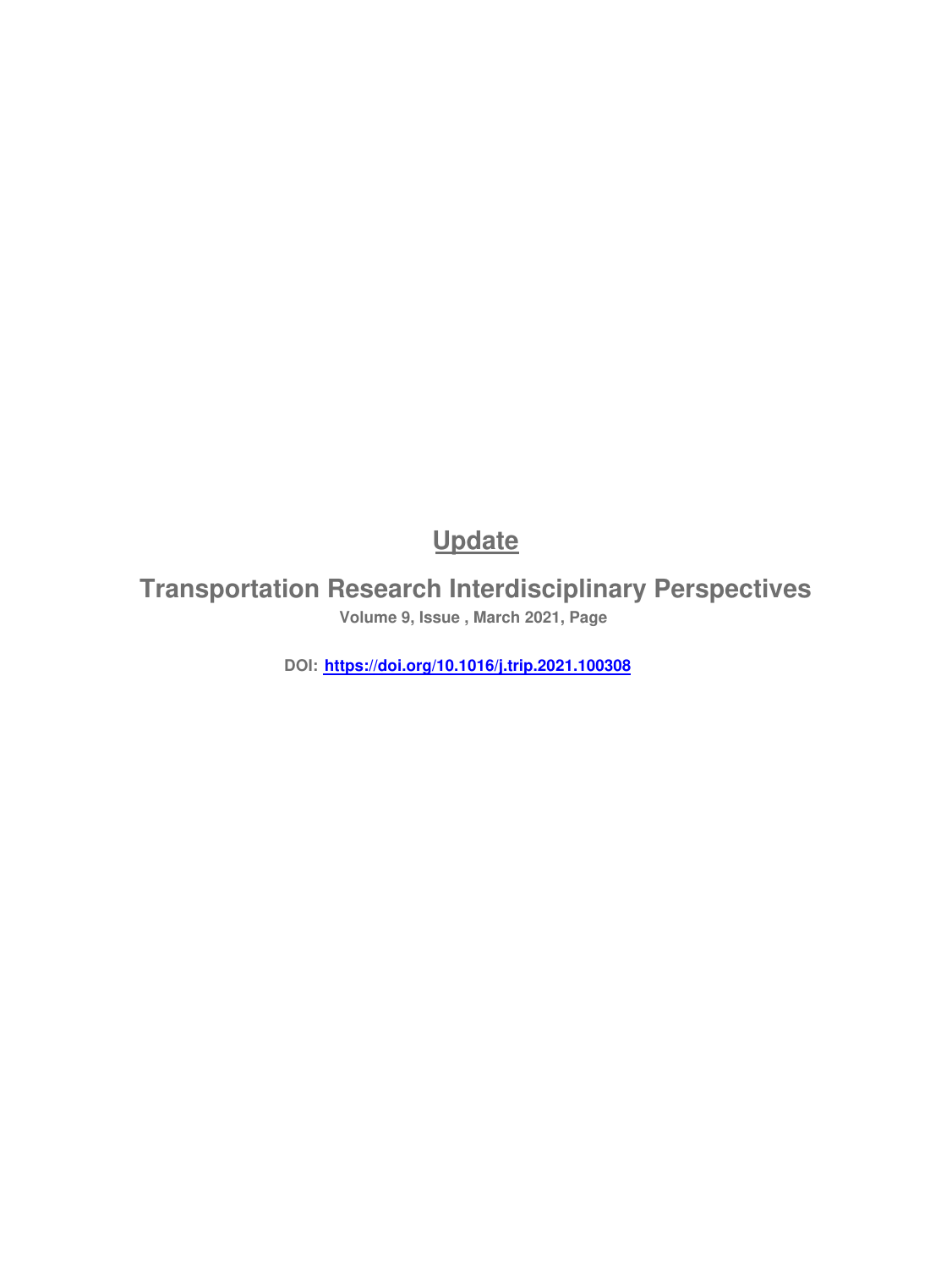# Update

## Transportation Research Interdisciplinary Perspectives

**Volume 9, Issue , March 2021, Page**

**DOI: https://doi.org/10.1016/j.trip.2021.100308**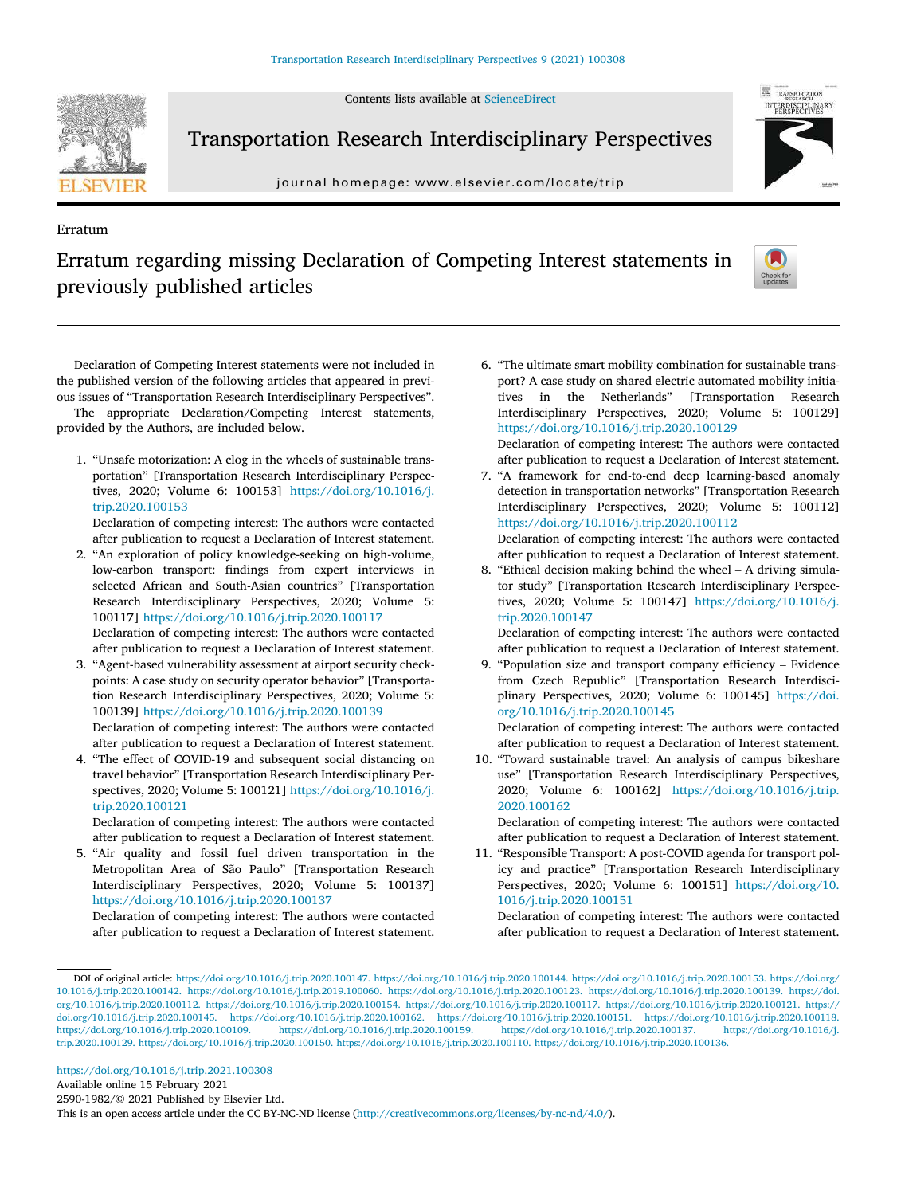Erratum

# Erratum regarding missing Declaration of Competing Interest statements in previously published articles

Declaration of Competing Interest statements were not included in the published version of the following articles that appeared in previous issues of "Transportation Research Interdisciplinary Perspectives".

The appropriate Declaration/Competing Interest statements, provided by the Authors, are included below.

1. "Unsafe motorization: A clog in the wheels of sustainable transportation" [Transportation Research Interdisciplinary Perspectives, 2020; Volume 6: 100153] https://doi.org/10.1016/j.trip.2020.100153
   Declaration of competing interest: The authors were contacted after publication to request a Declaration of Interest statement.
2. "An exploration of policy knowledge-seeking on high-volume, low-carbon transport: findings from expert interviews in selected African and South-Asian countries" [Transportation Research Interdisciplinary Perspectives, 2020; Volume 5: 100117] https://doi.org/10.1016/j.trip.2020.100117
   Declaration of competing interest: The authors were contacted after publication to request a Declaration of Interest statement.
3. "Agent-based vulnerability assessment at airport security checkpoints: A case study on security operator behavior" [Transportation Research Interdisciplinary Perspectives, 2020; Volume 5: 100139] https://doi.org/10.1016/j.trip.2020.100139
   Declaration of competing interest: The authors were contacted after publication to request a Declaration of Interest statement.
4. "The effect of COVID-19 and subsequent social distancing on travel behavior" [Transportation Research Interdisciplinary Perspectives, 2020; Volume 5: 100121] https://doi.org/10.1016/j.trip.2020.100121
   Declaration of competing interest: The authors were contacted after publication to request a Declaration of Interest statement.
5. "Air quality and fossil fuel driven transportation in the Metropolitan Area of São Paulo" [Transportation Research Interdisciplinary Perspectives, 2020; Volume 5: 100137] https://doi.org/10.1016/j.trip.2020.100137
   Declaration of competing interest: The authors were contacted after publication to request a Declaration of Interest statement.
6. "The ultimate smart mobility combination for sustainable transport? A case study on shared electric automated mobility initiatives in the Netherlands" [Transportation Research Interdisciplinary Perspectives, 2020; Volume 5: 100129] https://doi.org/10.1016/j.trip.2020.100129
   Declaration of competing interest: The authors were contacted after publication to request a Declaration of Interest statement.
7. "A framework for end-to-end deep learning-based anomaly detection in transportation networks" [Transportation Research Interdisciplinary Perspectives, 2020; Volume 5: 100112] https://doi.org/10.1016/j.trip.2020.100112
   Declaration of competing interest: The authors were contacted after publication to request a Declaration of Interest statement.
8. "Ethical decision making behind the wheel – A driving simulator study" [Transportation Research Interdisciplinary Perspectives, 2020; Volume 5: 100147] https://doi.org/10.1016/j.trip.2020.100147
   Declaration of competing interest: The authors were contacted after publication to request a Declaration of Interest statement.
9. "Population size and transport company efficiency – Evidence from Czech Republic" [Transportation Research Interdisciplinary Perspectives, 2020; Volume 6: 100145] https://doi.org/10.1016/j.trip.2020.100145
   Declaration of competing interest: The authors were contacted after publication to request a Declaration of Interest statement.
10. "Toward sustainable travel: An analysis of campus bikeshare use" [Transportation Research Interdisciplinary Perspectives, 2020; Volume 6: 100162] https://doi.org/10.1016/j.trip.2020.100162
    Declaration of competing interest: The authors were contacted after publication to request a Declaration of Interest statement.
11. "Responsible Transport: A post-COVID agenda for transport policy and practice" [Transportation Research Interdisciplinary Perspectives, 2020; Volume 6: 100151] https://doi.org/10.1016/j.trip.2020.100151
    Declaration of competing interest: The authors were contacted after publication to request a Declaration of Interest statement.

DOI of original article: https://doi.org/10.1016/j.trip.2020.100147. https://doi.org/10.1016/j.trip.2020.100144. https://doi.org/10.1016/j.trip.2020.100153. https://doi.org/10.1016/j.trip.2020.100142. https://doi.org/10.1016/j.trip.2019.100060. https://doi.org/10.1016/j.trip.2020.100123. https://doi.org/10.1016/j.trip.2020.100139. https://doi.org/10.1016/j.trip.2020.100112. https://doi.org/10.1016/j.trip.2020.100154. https://doi.org/10.1016/j.trip.2020.100117. https://doi.org/10.1016/j.trip.2020.100121. https://doi.org/10.1016/j.trip.2020.100145. https://doi.org/10.1016/j.trip.2020.100162. https://doi.org/10.1016/j.trip.2020.100151. https://doi.org/10.1016/j.trip.2020.100118. https://doi.org/10.1016/j.trip.2020.100109. https://doi.org/10.1016/j.trip.2020.100159. https://doi.org/10.1016/j.trip.2020.100137. https://doi.org/10.1016/j.trip.2020.100129. https://doi.org/10.1016/j.trip.2020.100150. https://doi.org/10.1016/j.trip.2020.100110. https://doi.org/10.1016/j.trip.2020.100136.

https://doi.org/10.1016/j.trip.2021.100308
Available online 15 February 2021
2590-1982/© 2021 Published by Elsevier Ltd.
This is an open access article under the CC BY-NC-ND license (http://creativecommons.org/licenses/by-nc-nd/4.0/).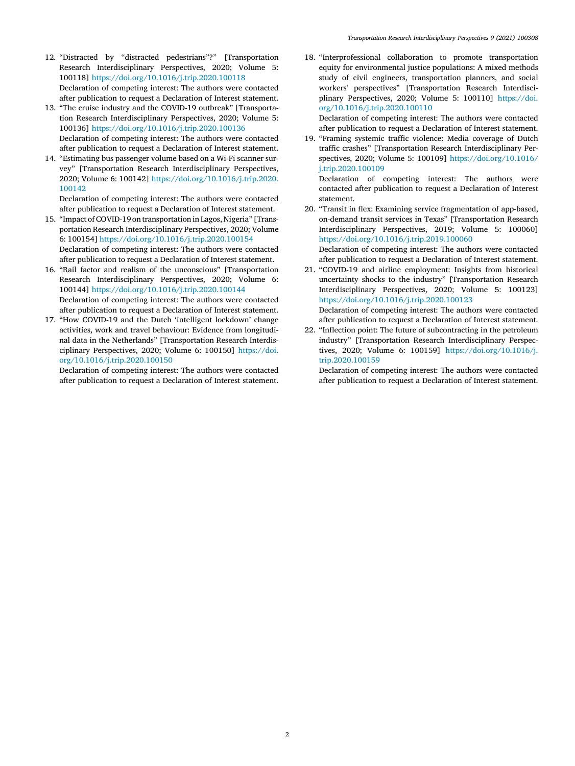12. “Distracted by “distracted pedestrians”?” [Transportation Research Interdisciplinary Perspectives, 2020; Volume 5: 100118] https://doi.org/10.1016/j.trip.2020.100118
    Declaration of competing interest: The authors were contacted after publication to request a Declaration of Interest statement.
13. “The cruise industry and the COVID-19 outbreak” [Transportation Research Interdisciplinary Perspectives, 2020; Volume 5: 100136] https://doi.org/10.1016/j.trip.2020.100136
    Declaration of competing interest: The authors were contacted after publication to request a Declaration of Interest statement.
14. “Estimating bus passenger volume based on a Wi-Fi scanner survey” [Transportation Research Interdisciplinary Perspectives, 2020; Volume 6: 100142] https://doi.org/10.1016/j.trip.2020.100142
    Declaration of competing interest: The authors were contacted after publication to request a Declaration of Interest statement.
15. “Impact of COVID-19 on transportation in Lagos, Nigeria” [Transportation Research Interdisciplinary Perspectives, 2020; Volume 6: 100154] https://doi.org/10.1016/j.trip.2020.100154
    Declaration of competing interest: The authors were contacted after publication to request a Declaration of Interest statement.
16. “Rail factor and realism of the unconscious” [Transportation Research Interdisciplinary Perspectives, 2020; Volume 6: 100144] https://doi.org/10.1016/j.trip.2020.100144
    Declaration of competing interest: The authors were contacted after publication to request a Declaration of Interest statement.
17. “How COVID-19 and the Dutch ‘intelligent lockdown’ change activities, work and travel behaviour: Evidence from longitudinal data in the Netherlands” [Transportation Research Interdisciplinary Perspectives, 2020; Volume 6: 100150] https://doi.org/10.1016/j.trip.2020.100150
    Declaration of competing interest: The authors were contacted after publication to request a Declaration of Interest statement.
18. “Interprofessional collaboration to promote transportation equity for environmental justice populations: A mixed methods study of civil engineers, transportation planners, and social workers' perspectives” [Transportation Research Interdisciplinary Perspectives, 2020; Volume 5: 100110] https://doi.org/10.1016/j.trip.2020.100110
    Declaration of competing interest: The authors were contacted after publication to request a Declaration of Interest statement.
19. “Framing systemic traffic violence: Media coverage of Dutch traffic crashes” [Transportation Research Interdisciplinary Perspectives, 2020; Volume 5: 100109] https://doi.org/10.1016/j.trip.2020.100109
    Declaration of competing interest: The authors were contacted after publication to request a Declaration of Interest statement.
20. “Transit in flex: Examining service fragmentation of app-based, on-demand transit services in Texas” [Transportation Research Interdisciplinary Perspectives, 2019; Volume 5: 100060] https://doi.org/10.1016/j.trip.2019.100060
    Declaration of competing interest: The authors were contacted after publication to request a Declaration of Interest statement.
21. “COVID-19 and airline employment: Insights from historical uncertainty shocks to the industry” [Transportation Research Interdisciplinary Perspectives, 2020; Volume 5: 100123] https://doi.org/10.1016/j.trip.2020.100123
    Declaration of competing interest: The authors were contacted after publication to request a Declaration of Interest statement.
22. “Inflection point: The future of subcontracting in the petroleum industry” [Transportation Research Interdisciplinary Perspectives, 2020; Volume 6: 100159] https://doi.org/10.1016/j.trip.2020.100159
    Declaration of competing interest: The authors were contacted after publication to request a Declaration of Interest statement.